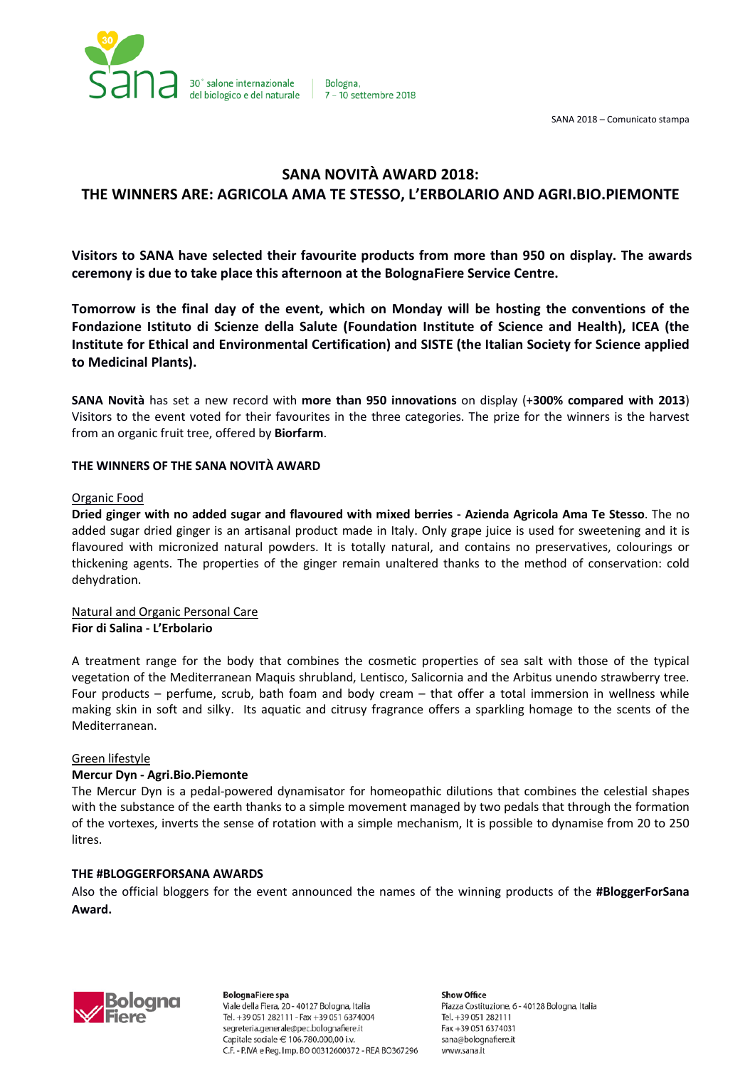SANA 2018 – Comunicato stampa

# SANA NOVITÀ AWARD 2018: THE WINNERS ARE: AGRICOLA AMA TE STESSO, L'ERBOLARIO AND AGRI.BIO.PIEMONTE

**Visitors to SANA have selected their favourite products from more than 950 on display. The awards ceremony is due to take place this afternoon at the BolognaFiere Service Centre.**

**Tomorrow is the final day of the event, which on Monday will be hosting the conventions of the Fondazione Istituto di Scienze della Salute (Foundation Institute of Science and Health), ICEA (the Institute for Ethical and Environmental Certification) and SISTE (the Italian Society for Science applied to Medicinal Plants).**

**SANA Novità** has set a new record with **more than 950 innovations** on display (+**300% compared with 2013**) Visitors to the event voted for their favourites in the three categories. The prize for the winners is the harvest from an organic fruit tree, offered by **Biorfarm**.

## THE WINNERS OF THE SANA NOVITÀ AWARD

Organic Food

**Dried ginger with no added sugar and flavoured with mixed berries - Azienda Agricola Ama Te Stesso**. The no added sugar dried ginger is an artisanal product made in Italy. Only grape juice is used for sweetening and it is flavoured with micronized natural powders. It is totally natural, and contains no preservatives, colourings or thickening agents. The properties of the ginger remain unaltered thanks to the method of conservation: cold dehydration.

Natural and Organic Personal Care

**Fior di Salina - L'Erbolario**

A treatment range for the body that combines the cosmetic properties of sea salt with those of the typical vegetation of the Mediterranean Maquis shrubland, Lentisco, Salicornia and the Arbitus unendo strawberry tree. Four products – perfume, scrub, bath foam and body cream – that offer a total immersion in wellness while making skin in soft and silky. Its aquatic and citrusy fragrance offers a sparkling homage to the scents of the Mediterranean.

Green lifestyle

**Mercur Dyn - Agri.Bio.Piemonte**

The Mercur Dyn is a pedal-powered dynamisator for homeopathic dilutions that combines the celestial shapes with the substance of the earth thanks to a simple movement managed by two pedals that through the formation of the vortexes, inverts the sense of rotation with a simple mechanism, It is possible to dynamise from 20 to 250 litres.

## THE #BLOGGERFORSANA AWARDS

Also the official bloggers for the event announced the names of the winning products of the **#BloggerForSana Award.**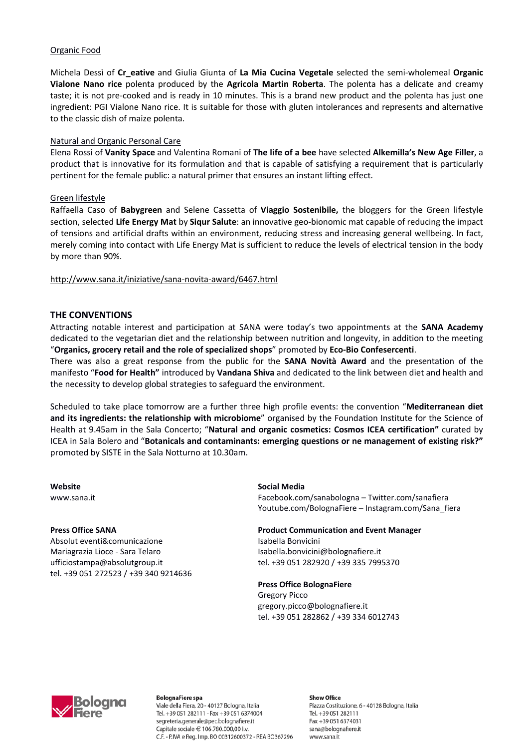Organic Food

Michela Dessì of **Cr_eative** and Giulia Giunta of **La Mia Cucina Vegetale** selected the semi-wholemeal **Organic Vialone Nano rice** polenta produced by the **Agricola Martin Roberta**. The polenta has a delicate and creamy taste; it is not pre-cooked and is ready in 10 minutes. This is a brand new product and the polenta has just one ingredient: PGI Vialone Nano rice. It is suitable for those with gluten intolerances and represents and alternative to the classic dish of maize polenta.

Natural and Organic Personal Care

Elena Rossi of **Vanity Space** and Valentina Romani of **The life of a bee** have selected **Alkemilla's New Age Filler**, a product that is innovative for its formulation and that is capable of satisfying a requirement that is particularly pertinent for the female public: a natural primer that ensures an instant lifting effect.

Green lifestyle

Raffaella Caso of **Babygreen** and Selene Cassetta of **Viaggio Sostenibile,** the bloggers for the Green lifestyle section, selected **Life Energy Mat** by **Siqur Salute**: an innovative geo-bionomic mat capable of reducing the impact of tensions and artificial drafts within an environment, reducing stress and increasing general wellbeing. In fact, merely coming into contact with Life Energy Mat is sufficient to reduce the levels of electrical tension in the body by more than 90%.

http://www.sana.it/iniziative/sana-novita-award/6467.html

## THE CONVENTIONS

Attracting notable interest and participation at SANA were today's two appointments at the **SANA Academy** dedicated to the vegetarian diet and the relationship between nutrition and longevity, in addition to the meeting "**Organics, grocery retail and the role of specialized shops**" promoted by **Eco-Bio Confesercenti**.
There was also a great response from the public for the **SANA Novità Award** and the presentation of the manifesto "**Food for Health"** introduced by **Vandana Shiva** and dedicated to the link between diet and health and the necessity to develop global strategies to safeguard the environment.

Scheduled to take place tomorrow are a further three high profile events: the convention "**Mediterranean diet and its ingredients: the relationship with microbiome**" organised by the Foundation Institute for the Science of Health at 9.45am in the Sala Concerto; "**Natural and organic cosmetics: Cosmos ICEA certification"** curated by ICEA in Sala Bolero and "**Botanicals and contaminants: emerging questions or ne management of existing risk?"** promoted by SISTE in the Sala Notturno at 10.30am.

**Website**
www.sana.it

**Social Media**
Facebook.com/sanabologna – Twitter.com/sanafiera
Youtube.com/BolognaFiere – Instagram.com/Sana_fiera

**Press Office SANA**
Absolut eventi&comunicazione
Mariagrazia Lioce - Sara Telaro
ufficiostampa@absolutgroup.it
tel. +39 051 272523 / +39 340 9214636

**Product Communication and Event Manager**
Isabella Bonvicini
Isabella.bonvicini@bolognafiere.it
tel. +39 051 282920 / +39 335 7995370

**Press Office BolognaFiere**
Gregory Picco
gregory.picco@bolognafiere.it
tel. +39 051 282862 / +39 334 6012743

**BolognaFiere spa**
Viale della Fiera, 20 - 40127 Bologna, Italia
Tel. +39 051 282111 - Fax +39 051 6374004
segreteria.generale@pec.bolognafiere.it
Capitale sociale € 106.780.000,00 i.v.
C.F. - P.IVA e Reg. Imp. BO 00312600372 - REA BO367296

**Show Office**
Piazza Costituzione, 6 - 40128 Bologna, Italia
Tel. +39 051 282111
Fax +39 051 6374031
sana@bolognafiere.it
www.sana.it